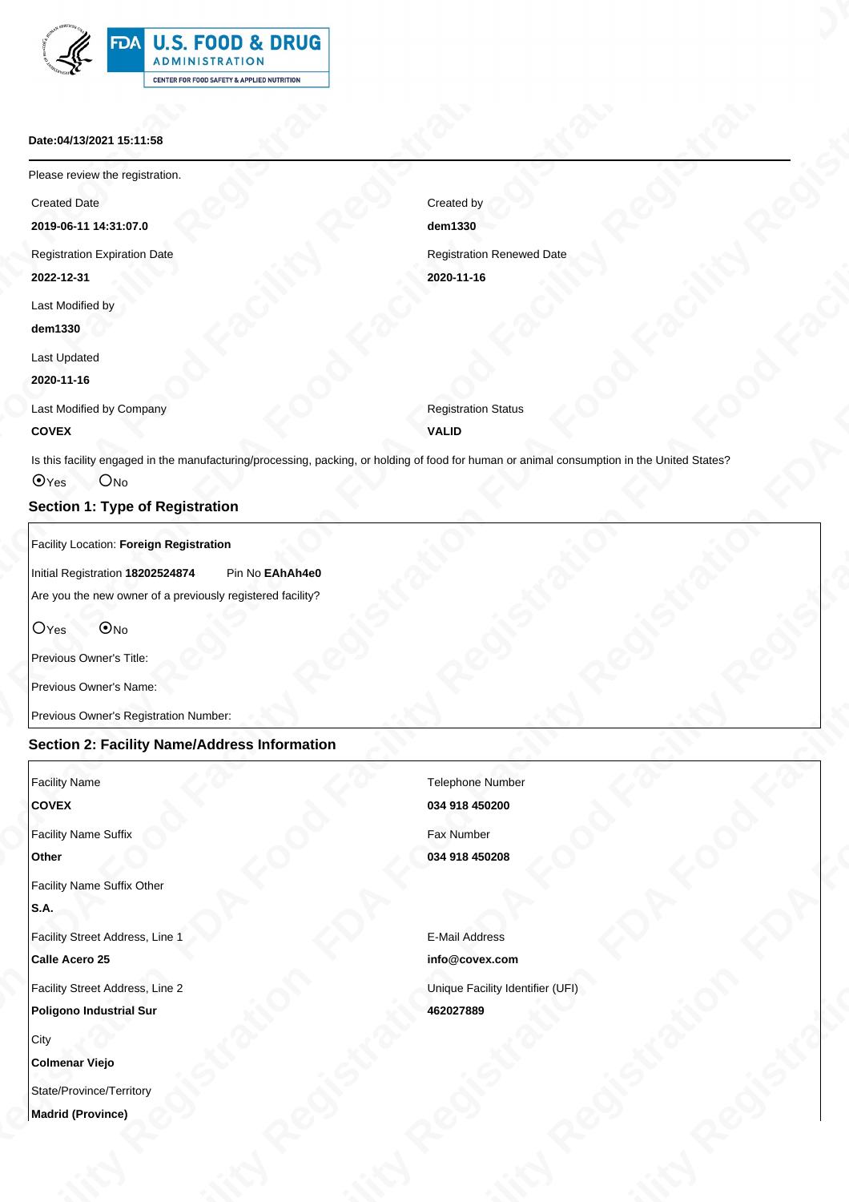**Date:04/13/2021 15:11:58**

Please review the registration.

Created Date
**2019-06-11 14:31:07.0**

Created by
**dem1330**

Registration Expiration Date
**2022-12-31**

Registration Renewed Date
**2020-11-16**

Last Modified by
**dem1330**

Last Updated
**2020-11-16**

Last Modified by Company
**COVEX**

Registration Status
**VALID**

Is this facility engaged in the manufacturing/processing, packing, or holding of food for human or animal consumption in the United States?

◉Yes ○No

## Section 1: Type of Registration

Facility Location: **Foreign Registration**

Initial Registration **18202524874** Pin No **EAhAh4e0**

Are you the new owner of a previously registered facility?

○Yes ◉No

Previous Owner's Title:

Previous Owner's Name:

Previous Owner's Registration Number:

## Section 2: Facility Name/Address Information

Facility Name
**COVEX**

Telephone Number
**034 918 450200**

Facility Name Suffix
**Other**

Fax Number
**034 918 450208**

Facility Name Suffix Other
**S.A.**

Facility Street Address, Line 1
**Calle Acero 25**

E-Mail Address
**info@covex.com**

Facility Street Address, Line 2
**Poligono Industrial Sur**

Unique Facility Identifier (UFI)
**462027889**

City
**Colmenar Viejo**

State/Province/Territory
**Madrid (Province)**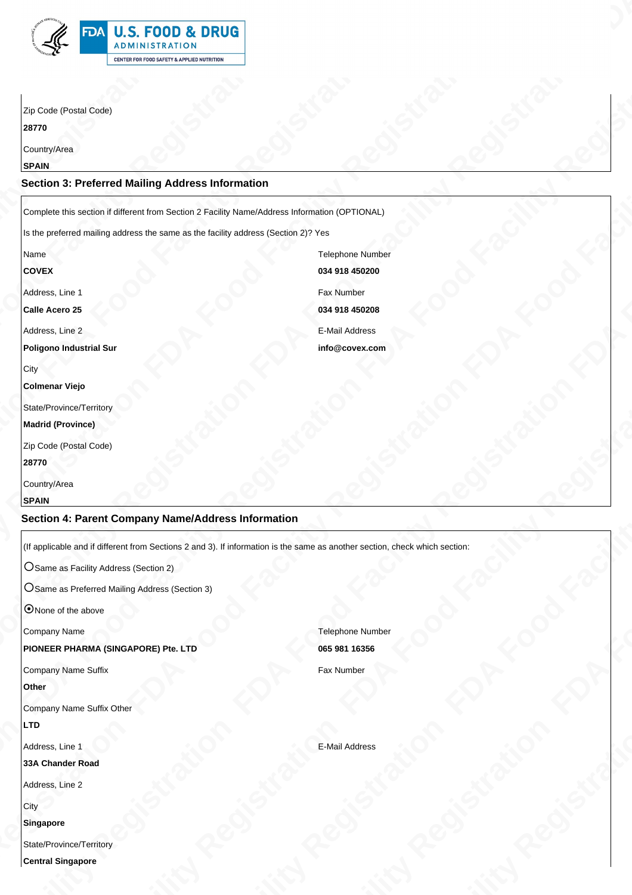Zip Code (Postal Code)

**28770**

Country/Area

**SPAIN**

### Section 3: Preferred Mailing Address Information

Complete this section if different from Section 2 Facility Name/Address Information (OPTIONAL)

Is the preferred mailing address the same as the facility address (Section 2)? Yes

Name

**COVEX**

Address, Line 1

**Calle Acero 25**

Address, Line 2

**Poligono Industrial Sur**

City

**Colmenar Viejo**

State/Province/Territory

**Madrid (Province)**

Zip Code (Postal Code)

**28770**

Country/Area

**SPAIN**

Telephone Number

**034 918 450200**

Fax Number

**034 918 450208**

E-Mail Address

**info@covex.com**

### Section 4: Parent Company Name/Address Information

(If applicable and if different from Sections 2 and 3). If information is the same as another section, check which section:

- ○ Same as Facility Address (Section 2)
- ○ Same as Preferred Mailing Address (Section 3)
- ◉ None of the above

Company Name

**PIONEER PHARMA (SINGAPORE) Pte. LTD**

Company Name Suffix

**Other**

Company Name Suffix Other

**LTD**

Address, Line 1

**33A Chander Road**

Address, Line 2

City

**Singapore**

State/Province/Territory

**Central Singapore**

Telephone Number

**065 981 16356**

Fax Number

E-Mail Address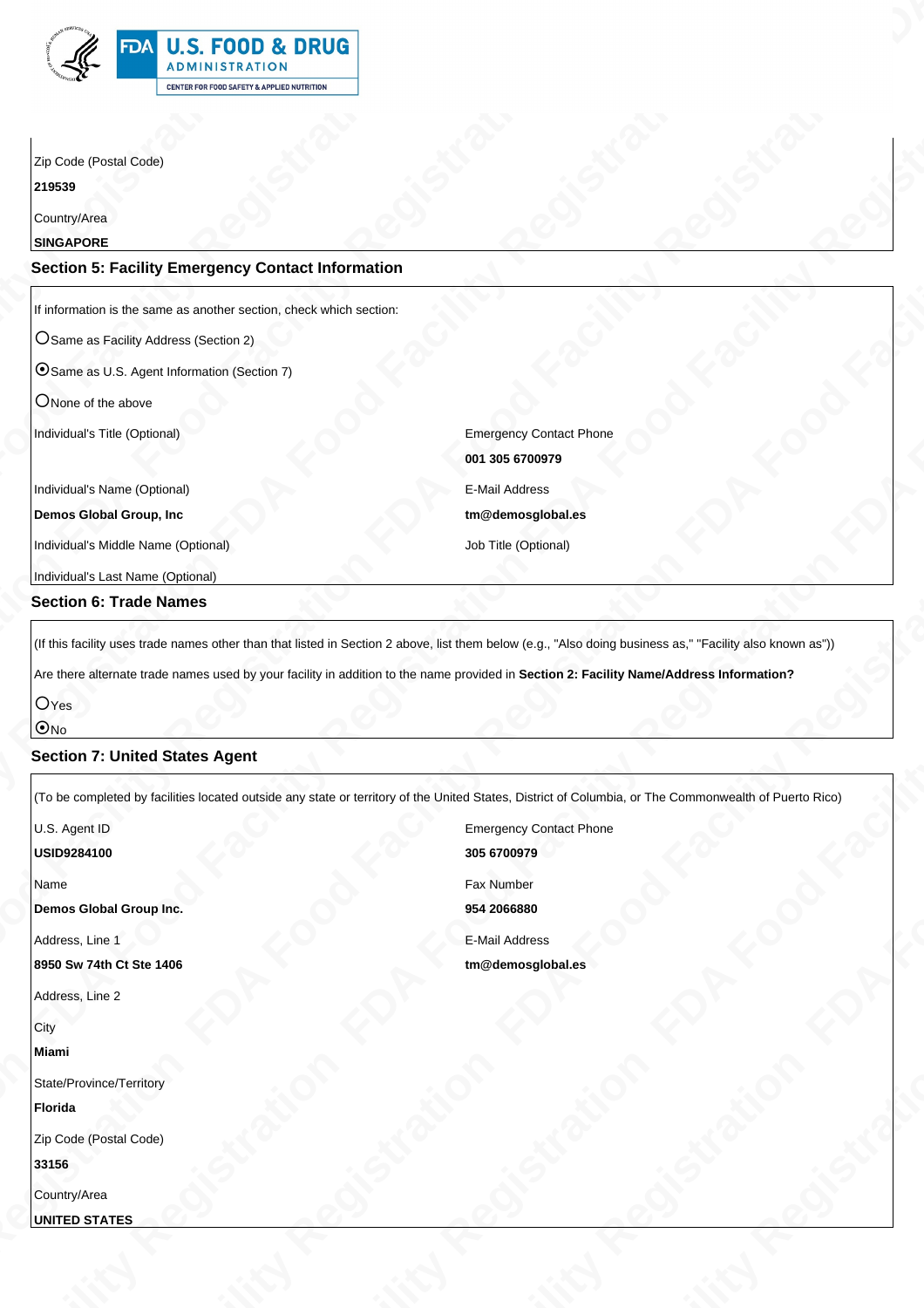Zip Code (Postal Code)

**219539**

Country/Area

**SINGAPORE**

### Section 5: Facility Emergency Contact Information

If information is the same as another section, check which section:

○ Same as Facility Address (Section 2)

⦿ Same as U.S. Agent Information (Section 7)

○ None of the above

Individual's Title (Optional)

Individual's Name (Optional)

**Demos Global Group, Inc**

Individual's Middle Name (Optional)

Individual's Last Name (Optional)

Emergency Contact Phone

**001 305 6700979**

E-Mail Address

**tm@demosglobal.es**

Job Title (Optional)

### Section 6: Trade Names

(If this facility uses trade names other than that listed in Section 2 above, list them below (e.g., "Also doing business as," "Facility also known as"))

Are there alternate trade names used by your facility in addition to the name provided in **Section 2: Facility Name/Address Information?**

○ Yes

⦿ No

### Section 7: United States Agent

(To be completed by facilities located outside any state or territory of the United States, District of Columbia, or The Commonwealth of Puerto Rico)

U.S. Agent ID

**USID9284100**

Name

**Demos Global Group Inc.**

Address, Line 1

**8950 Sw 74th Ct Ste 1406**

Address, Line 2

City

**Miami**

State/Province/Territory

**Florida**

Zip Code (Postal Code)

**33156**

Country/Area

**UNITED STATES**

Emergency Contact Phone

**305 6700979**

Fax Number

**954 2066880**

E-Mail Address

**tm@demosglobal.es**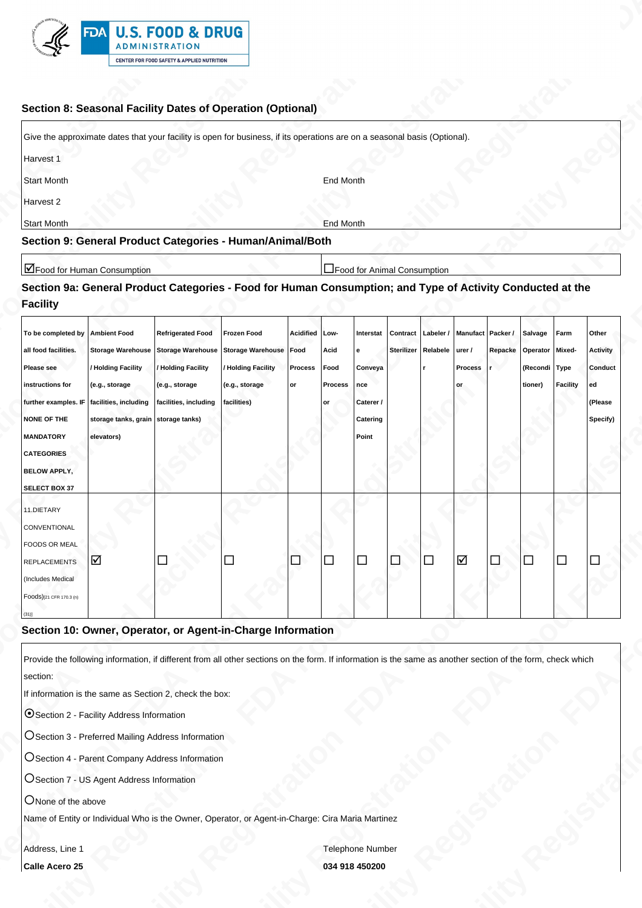## Section 8: Seasonal Facility Dates of Operation (Optional)

Give the approximate dates that your facility is open for business, if its operations are on a seasonal basis (Optional).

Harvest 1

Start Month | End Month

Harvest 2

Start Month | End Month

## Section 9: General Product Categories - Human/Animal/Both

☑ Food for Human Consumption | ☐ Food for Animal Consumption

## Section 9a: General Product Categories - Food for Human Consumption; and Type of Activity Conducted at the Facility

| To be completed by all food facilities. Please see instructions for further examples. IF NONE OF THE MANDATORY CATEGORIES BELOW APPLY, SELECT BOX 37 | Ambient Food Storage Warehouse / Holding Facility (e.g., storage facilities, including storage tanks, grain elevators) | Refrigerated Food Storage Warehouse / Holding Facility (e.g., storage facilities, including storage tanks) | Frozen Food Storage Warehouse / Holding Facility (e.g., storage facilities) | Acidified Food Processor | Low-Acid Food Processor | Interstate Conveyance Caterer / Catering Point | Contract Sterilizer | Labeler / Relabeler | Manufacturer / Processor | Packer / Repacker | Salvage Operator (Reconditioner) | Farm Mixed-Type Facility | Other Activity Conducted (Please Specify) |
|---|---|---|---|---|---|---|---|---|---|---|---|---|---|
| 11.DIETARY CONVENTIONAL FOODS OR MEAL REPLACEMENTS (Includes Medical Foods)[21 CFR 170.3 (n) (31)] | ☑ | ☐ | ☐ | ☐ | ☐ | ☐ | ☐ | ☐ | ☑ | ☐ | ☐ | ☐ | ☐ |

## Section 10: Owner, Operator, or Agent-in-Charge Information

Provide the following information, if different from all other sections on the form. If information is the same as another section of the form, check which section:

If information is the same as Section 2, check the box:

◉ Section 2 - Facility Address Information

○ Section 3 - Preferred Mailing Address Information

○ Section 4 - Parent Company Address Information

○ Section 7 - US Agent Address Information

○ None of the above

Name of Entity or Individual Who is the Owner, Operator, or Agent-in-Charge: Cira Maria Martinez

| Address, Line 1 | Telephone Number |
|---|---|
| **Calle Acero 25** | **034 918 450200** |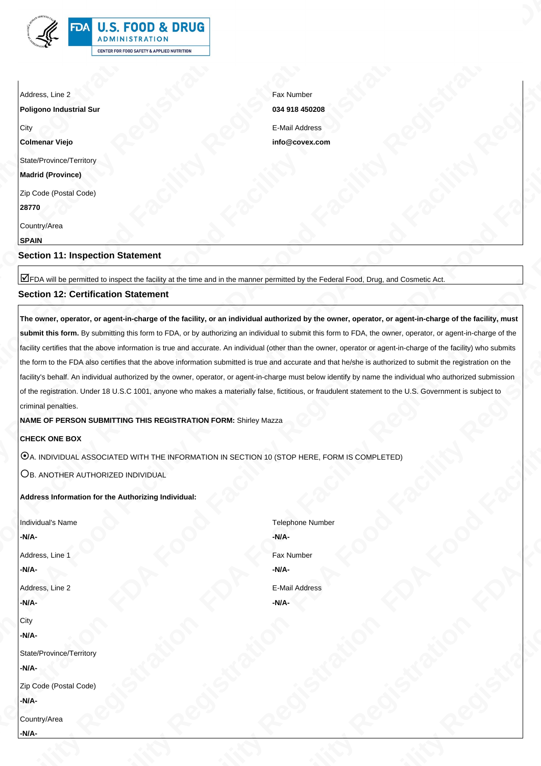Address, Line 2

**Poligono Industrial Sur**

City

**Colmenar Viejo**

State/Province/Territory

**Madrid (Province)**

Zip Code (Postal Code)

**28770**

Country/Area

**SPAIN**

Fax Number

**034 918 450208**

E-Mail Address

**info@covex.com**

## Section 11: Inspection Statement

☑ FDA will be permitted to inspect the facility at the time and in the manner permitted by the Federal Food, Drug, and Cosmetic Act.

## Section 12: Certification Statement

**The owner, operator, or agent-in-charge of the facility, or an individual authorized by the owner, operator, or agent-in-charge of the facility, must submit this form.** By submitting this form to FDA, or by authorizing an individual to submit this form to FDA, the owner, operator, or agent-in-charge of the facility certifies that the above information is true and accurate. An individual (other than the owner, operator or agent-in-charge of the facility) who submits the form to the FDA also certifies that the above information submitted is true and accurate and that he/she is authorized to submit the registration on the facility's behalf. An individual authorized by the owner, operator, or agent-in-charge must below identify by name the individual who authorized submission of the registration. Under 18 U.S.C 1001, anyone who makes a materially false, fictitious, or fraudulent statement to the U.S. Government is subject to criminal penalties.

**NAME OF PERSON SUBMITTING THIS REGISTRATION FORM:** Shirley Mazza

**CHECK ONE BOX**

⦿ A. INDIVIDUAL ASSOCIATED WITH THE INFORMATION IN SECTION 10 (STOP HERE, FORM IS COMPLETED)

○ B. ANOTHER AUTHORIZED INDIVIDUAL

**Address Information for the Authorizing Individual:**

Individual's Name

**-N/A-**

Address, Line 1

**-N/A-**

Address, Line 2

**-N/A-**

City

**-N/A-**

State/Province/Territory

**-N/A-**

Zip Code (Postal Code)

**-N/A-**

Country/Area

**-N/A-**

Telephone Number

**-N/A-**

Fax Number

**-N/A-**

E-Mail Address

**-N/A-**